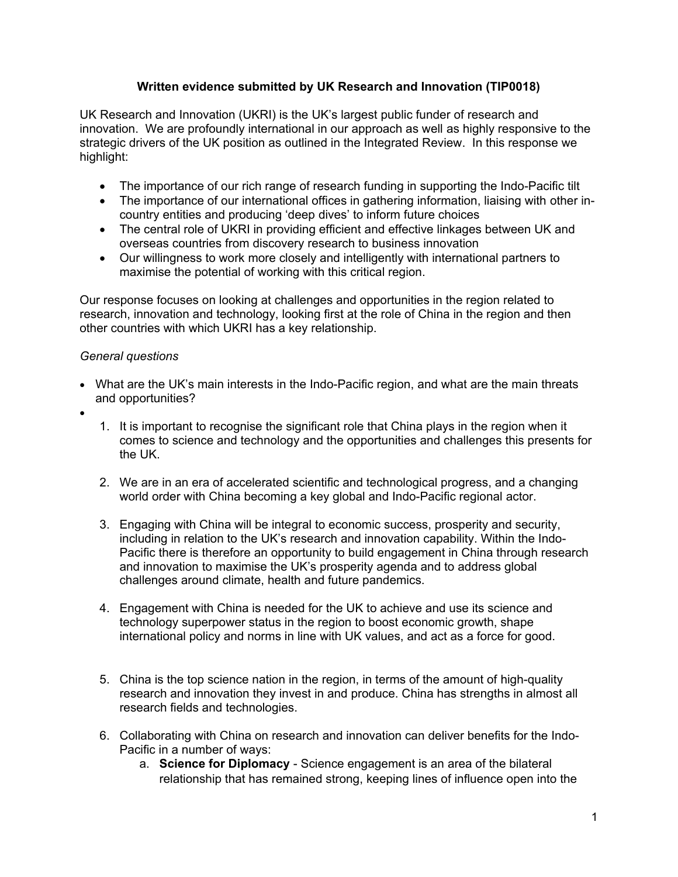**Written evidence submitted by UK Research and Innovation (TIP0018)**

UK Research and Innovation (UKRI) is the UK's largest public funder of research and innovation. We are profoundly international in our approach as well as highly responsive to the strategic drivers of the UK position as outlined in the Integrated Review. In this response we highlight:

- The importance of our rich range of research funding in supporting the Indo-Pacific tilt
- The importance of our international offices in gathering information, liaising with other in-country entities and producing 'deep dives' to inform future choices
- The central role of UKRI in providing efficient and effective linkages between UK and overseas countries from discovery research to business innovation
- Our willingness to work more closely and intelligently with international partners to maximise the potential of working with this critical region.

Our response focuses on looking at challenges and opportunities in the region related to research, innovation and technology, looking first at the role of China in the region and then other countries with which UKRI has a key relationship.

*General questions*

- What are the UK's main interests in the Indo-Pacific region, and what are the main threats and opportunities?
-

1. It is important to recognise the significant role that China plays in the region when it comes to science and technology and the opportunities and challenges this presents for the UK.

2. We are in an era of accelerated scientific and technological progress, and a changing world order with China becoming a key global and Indo-Pacific regional actor.

3. Engaging with China will be integral to economic success, prosperity and security, including in relation to the UK's research and innovation capability. Within the Indo-Pacific there is therefore an opportunity to build engagement in China through research and innovation to maximise the UK's prosperity agenda and to address global challenges around climate, health and future pandemics.

4. Engagement with China is needed for the UK to achieve and use its science and technology superpower status in the region to boost economic growth, shape international policy and norms in line with UK values, and act as a force for good.

5. China is the top science nation in the region, in terms of the amount of high-quality research and innovation they invest in and produce. China has strengths in almost all research fields and technologies.

6. Collaborating with China on research and innovation can deliver benefits for the Indo-Pacific in a number of ways:
   a. **Science for Diplomacy** - Science engagement is an area of the bilateral relationship that has remained strong, keeping lines of influence open into the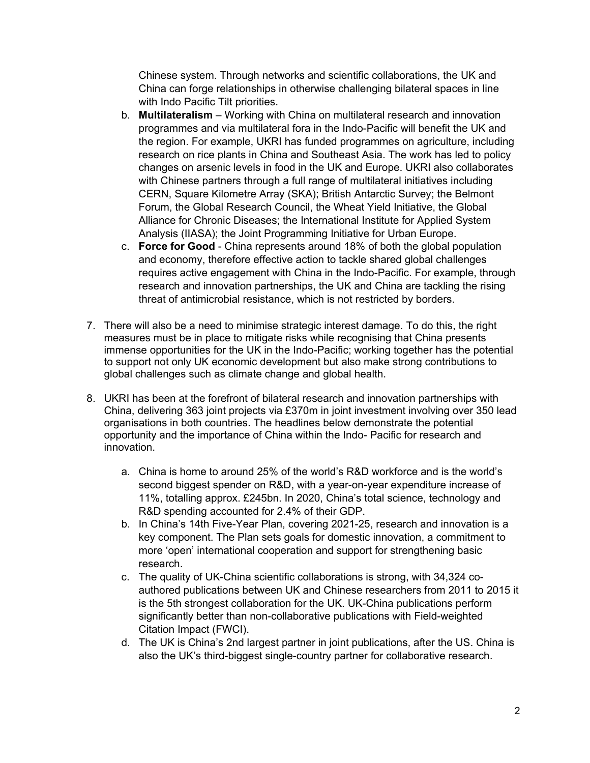Chinese system. Through networks and scientific collaborations, the UK and China can forge relationships in otherwise challenging bilateral spaces in line with Indo Pacific Tilt priorities.

   b. **Multilateralism** – Working with China on multilateral research and innovation programmes and via multilateral fora in the Indo-Pacific will benefit the UK and the region. For example, UKRI has funded programmes on agriculture, including research on rice plants in China and Southeast Asia. The work has led to policy changes on arsenic levels in food in the UK and Europe. UKRI also collaborates with Chinese partners through a full range of multilateral initiatives including CERN, Square Kilometre Array (SKA); British Antarctic Survey; the Belmont Forum, the Global Research Council, the Wheat Yield Initiative, the Global Alliance for Chronic Diseases; the International Institute for Applied System Analysis (IIASA); the Joint Programming Initiative for Urban Europe.

   c. **Force for Good** - China represents around 18% of both the global population and economy, therefore effective action to tackle shared global challenges requires active engagement with China in the Indo-Pacific. For example, through research and innovation partnerships, the UK and China are tackling the rising threat of antimicrobial resistance, which is not restricted by borders.

7. There will also be a need to minimise strategic interest damage. To do this, the right measures must be in place to mitigate risks while recognising that China presents immense opportunities for the UK in the Indo-Pacific; working together has the potential to support not only UK economic development but also make strong contributions to global challenges such as climate change and global health.

8. UKRI has been at the forefront of bilateral research and innovation partnerships with China, delivering 363 joint projects via £370m in joint investment involving over 350 lead organisations in both countries. The headlines below demonstrate the potential opportunity and the importance of China within the Indo- Pacific for research and innovation.

   a. China is home to around 25% of the world's R&D workforce and is the world's second biggest spender on R&D, with a year-on-year expenditure increase of 11%, totalling approx. £245bn. In 2020, China's total science, technology and R&D spending accounted for 2.4% of their GDP.

   b. In China's 14th Five-Year Plan, covering 2021-25, research and innovation is a key component. The Plan sets goals for domestic innovation, a commitment to more 'open' international cooperation and support for strengthening basic research.

   c. The quality of UK-China scientific collaborations is strong, with 34,324 co-authored publications between UK and Chinese researchers from 2011 to 2015 it is the 5th strongest collaboration for the UK. UK-China publications perform significantly better than non-collaborative publications with Field-weighted Citation Impact (FWCI).

   d. The UK is China's 2nd largest partner in joint publications, after the US. China is also the UK's third-biggest single-country partner for collaborative research.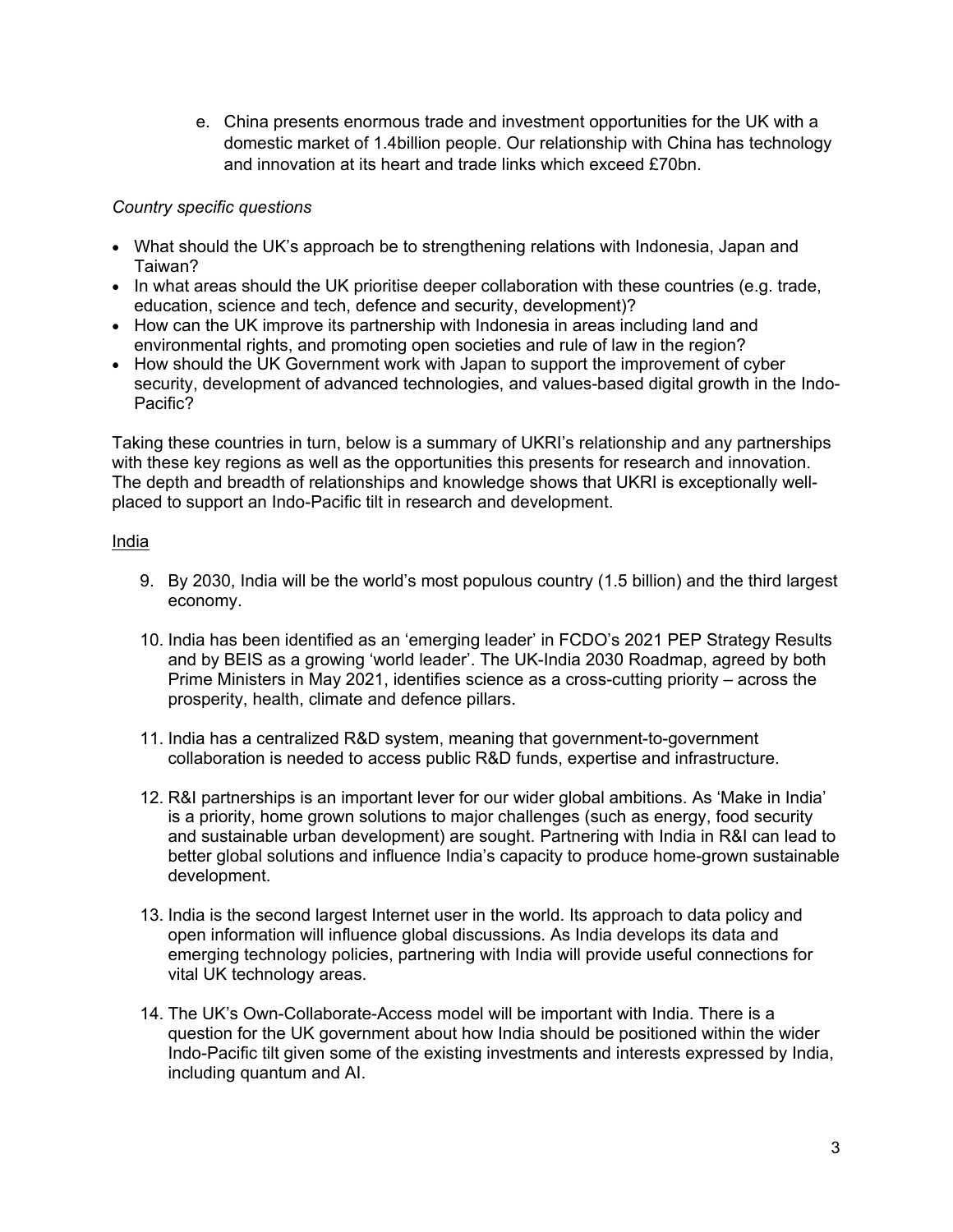e. China presents enormous trade and investment opportunities for the UK with a domestic market of 1.4billion people. Our relationship with China has technology and innovation at its heart and trade links which exceed £70bn.

*Country specific questions*

- What should the UK's approach be to strengthening relations with Indonesia, Japan and Taiwan?
- In what areas should the UK prioritise deeper collaboration with these countries (e.g. trade, education, science and tech, defence and security, development)?
- How can the UK improve its partnership with Indonesia in areas including land and environmental rights, and promoting open societies and rule of law in the region?
- How should the UK Government work with Japan to support the improvement of cyber security, development of advanced technologies, and values-based digital growth in the Indo-Pacific?

Taking these countries in turn, below is a summary of UKRI's relationship and any partnerships with these key regions as well as the opportunities this presents for research and innovation. The depth and breadth of relationships and knowledge shows that UKRI is exceptionally well-placed to support an Indo-Pacific tilt in research and development.

<u>India</u>

9. By 2030, India will be the world's most populous country (1.5 billion) and the third largest economy.

10. India has been identified as an 'emerging leader' in FCDO's 2021 PEP Strategy Results and by BEIS as a growing 'world leader'. The UK-India 2030 Roadmap, agreed by both Prime Ministers in May 2021, identifies science as a cross-cutting priority – across the prosperity, health, climate and defence pillars.

11. India has a centralized R&D system, meaning that government-to-government collaboration is needed to access public R&D funds, expertise and infrastructure.

12. R&I partnerships is an important lever for our wider global ambitions. As 'Make in India' is a priority, home grown solutions to major challenges (such as energy, food security and sustainable urban development) are sought. Partnering with India in R&I can lead to better global solutions and influence India's capacity to produce home-grown sustainable development.

13. India is the second largest Internet user in the world. Its approach to data policy and open information will influence global discussions. As India develops its data and emerging technology policies, partnering with India will provide useful connections for vital UK technology areas.

14. The UK's Own-Collaborate-Access model will be important with India. There is a question for the UK government about how India should be positioned within the wider Indo-Pacific tilt given some of the existing investments and interests expressed by India, including quantum and AI.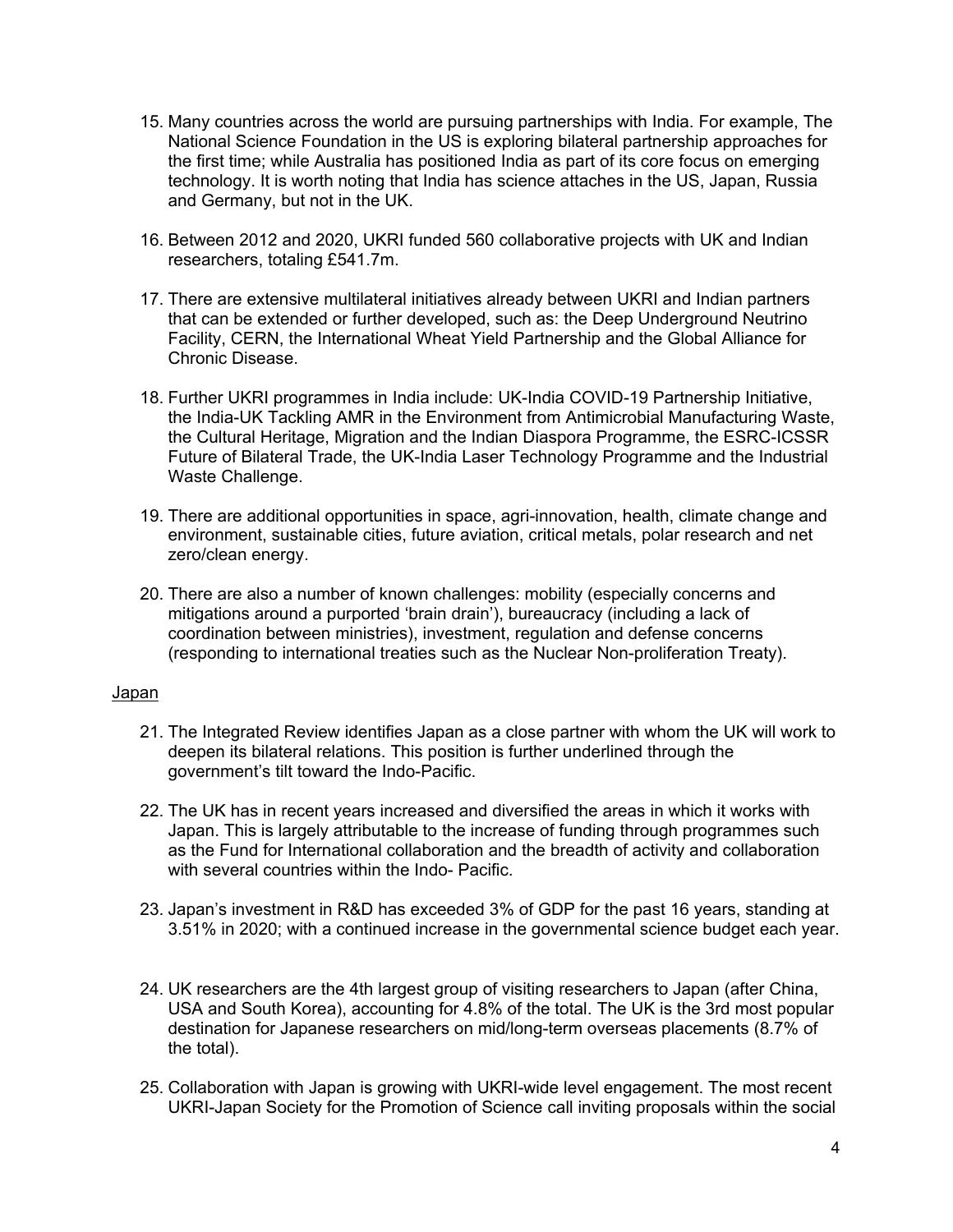15. Many countries across the world are pursuing partnerships with India. For example, The National Science Foundation in the US is exploring bilateral partnership approaches for the first time; while Australia has positioned India as part of its core focus on emerging technology. It is worth noting that India has science attaches in the US, Japan, Russia and Germany, but not in the UK.

16. Between 2012 and 2020, UKRI funded 560 collaborative projects with UK and Indian researchers, totaling £541.7m.

17. There are extensive multilateral initiatives already between UKRI and Indian partners that can be extended or further developed, such as: the Deep Underground Neutrino Facility, CERN, the International Wheat Yield Partnership and the Global Alliance for Chronic Disease.

18. Further UKRI programmes in India include: UK-India COVID-19 Partnership Initiative, the India-UK Tackling AMR in the Environment from Antimicrobial Manufacturing Waste, the Cultural Heritage, Migration and the Indian Diaspora Programme, the ESRC-ICSSR Future of Bilateral Trade, the UK-India Laser Technology Programme and the Industrial Waste Challenge.

19. There are additional opportunities in space, agri-innovation, health, climate change and environment, sustainable cities, future aviation, critical metals, polar research and net zero/clean energy.

20. There are also a number of known challenges: mobility (especially concerns and mitigations around a purported 'brain drain'), bureaucracy (including a lack of coordination between ministries), investment, regulation and defense concerns (responding to international treaties such as the Nuclear Non-proliferation Treaty).

<u>Japan</u>

21. The Integrated Review identifies Japan as a close partner with whom the UK will work to deepen its bilateral relations. This position is further underlined through the government's tilt toward the Indo-Pacific.

22. The UK has in recent years increased and diversified the areas in which it works with Japan. This is largely attributable to the increase of funding through programmes such as the Fund for International collaboration and the breadth of activity and collaboration with several countries within the Indo- Pacific.

23. Japan's investment in R&D has exceeded 3% of GDP for the past 16 years, standing at 3.51% in 2020; with a continued increase in the governmental science budget each year.

24. UK researchers are the 4th largest group of visiting researchers to Japan (after China, USA and South Korea), accounting for 4.8% of the total. The UK is the 3rd most popular destination for Japanese researchers on mid/long-term overseas placements (8.7% of the total).

25. Collaboration with Japan is growing with UKRI-wide level engagement. The most recent UKRI-Japan Society for the Promotion of Science call inviting proposals within the social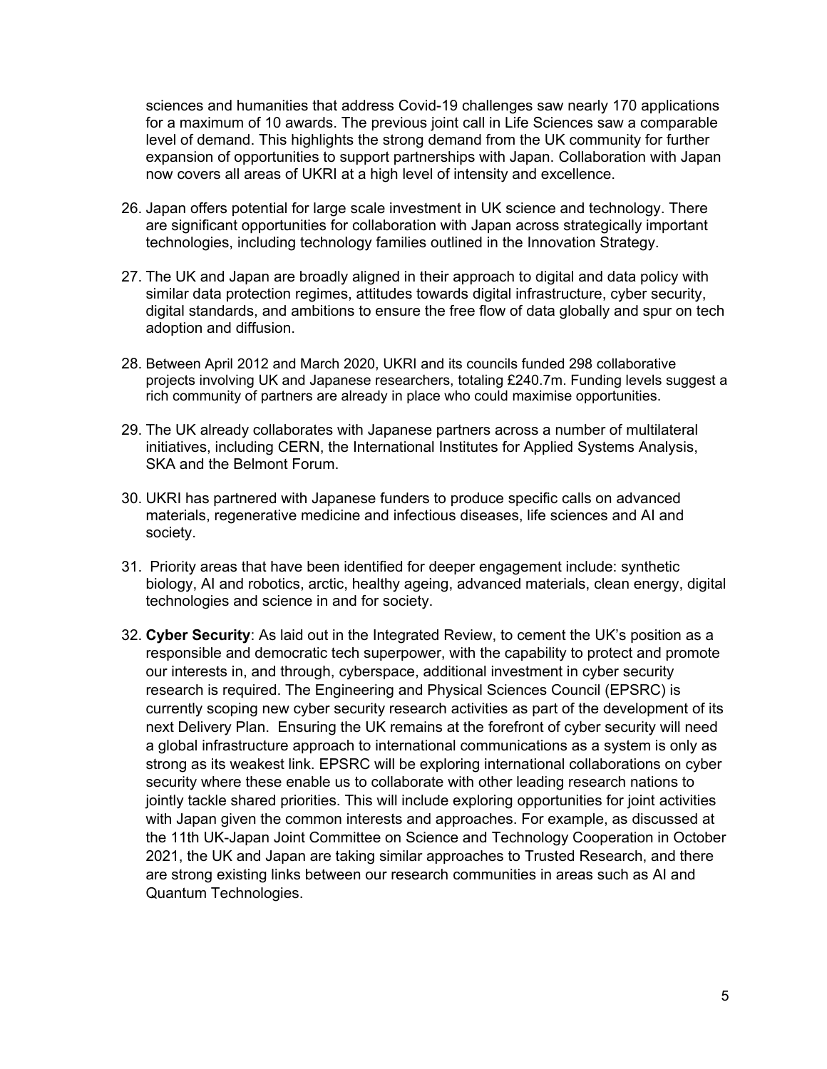sciences and humanities that address Covid-19 challenges saw nearly 170 applications for a maximum of 10 awards. The previous joint call in Life Sciences saw a comparable level of demand. This highlights the strong demand from the UK community for further expansion of opportunities to support partnerships with Japan. Collaboration with Japan now covers all areas of UKRI at a high level of intensity and excellence.

26. Japan offers potential for large scale investment in UK science and technology. There are significant opportunities for collaboration with Japan across strategically important technologies, including technology families outlined in the Innovation Strategy.

27. The UK and Japan are broadly aligned in their approach to digital and data policy with similar data protection regimes, attitudes towards digital infrastructure, cyber security, digital standards, and ambitions to ensure the free flow of data globally and spur on tech adoption and diffusion.

28. Between April 2012 and March 2020, UKRI and its councils funded 298 collaborative projects involving UK and Japanese researchers, totaling £240.7m. Funding levels suggest a rich community of partners are already in place who could maximise opportunities.

29. The UK already collaborates with Japanese partners across a number of multilateral initiatives, including CERN, the International Institutes for Applied Systems Analysis, SKA and the Belmont Forum.

30. UKRI has partnered with Japanese funders to produce specific calls on advanced materials, regenerative medicine and infectious diseases, life sciences and AI and society.

31. Priority areas that have been identified for deeper engagement include: synthetic biology, AI and robotics, arctic, healthy ageing, advanced materials, clean energy, digital technologies and science in and for society.

32. **Cyber Security**: As laid out in the Integrated Review, to cement the UK's position as a responsible and democratic tech superpower, with the capability to protect and promote our interests in, and through, cyberspace, additional investment in cyber security research is required. The Engineering and Physical Sciences Council (EPSRC) is currently scoping new cyber security research activities as part of the development of its next Delivery Plan. Ensuring the UK remains at the forefront of cyber security will need a global infrastructure approach to international communications as a system is only as strong as its weakest link. EPSRC will be exploring international collaborations on cyber security where these enable us to collaborate with other leading research nations to jointly tackle shared priorities. This will include exploring opportunities for joint activities with Japan given the common interests and approaches. For example, as discussed at the 11th UK-Japan Joint Committee on Science and Technology Cooperation in October 2021, the UK and Japan are taking similar approaches to Trusted Research, and there are strong existing links between our research communities in areas such as AI and Quantum Technologies.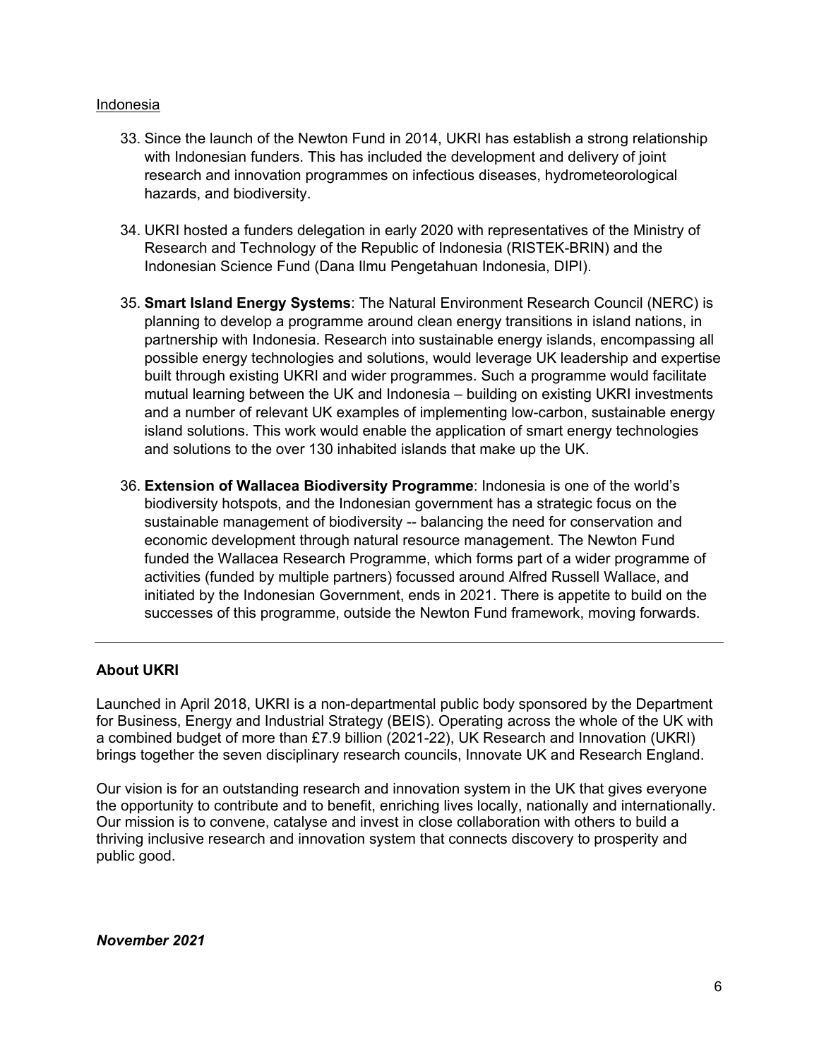Indonesia

33. Since the launch of the Newton Fund in 2014, UKRI has establish a strong relationship with Indonesian funders. This has included the development and delivery of joint research and innovation programmes on infectious diseases, hydrometeorological hazards, and biodiversity.

34. UKRI hosted a funders delegation in early 2020 with representatives of the Ministry of Research and Technology of the Republic of Indonesia (RISTEK-BRIN) and the Indonesian Science Fund (Dana Ilmu Pengetahuan Indonesia, DIPI).

35. **Smart Island Energy Systems**: The Natural Environment Research Council (NERC) is planning to develop a programme around clean energy transitions in island nations, in partnership with Indonesia. Research into sustainable energy islands, encompassing all possible energy technologies and solutions, would leverage UK leadership and expertise built through existing UKRI and wider programmes. Such a programme would facilitate mutual learning between the UK and Indonesia – building on existing UKRI investments and a number of relevant UK examples of implementing low-carbon, sustainable energy island solutions. This work would enable the application of smart energy technologies and solutions to the over 130 inhabited islands that make up the UK.

36. **Extension of Wallacea Biodiversity Programme**: Indonesia is one of the world's biodiversity hotspots, and the Indonesian government has a strategic focus on the sustainable management of biodiversity -- balancing the need for conservation and economic development through natural resource management. The Newton Fund funded the Wallacea Research Programme, which forms part of a wider programme of activities (funded by multiple partners) focussed around Alfred Russell Wallace, and initiated by the Indonesian Government, ends in 2021. There is appetite to build on the successes of this programme, outside the Newton Fund framework, moving forwards.

---

**About UKRI**

Launched in April 2018, UKRI is a non-departmental public body sponsored by the Department for Business, Energy and Industrial Strategy (BEIS). Operating across the whole of the UK with a combined budget of more than £7.9 billion (2021-22), UK Research and Innovation (UKRI) brings together the seven disciplinary research councils, Innovate UK and Research England.

Our vision is for an outstanding research and innovation system in the UK that gives everyone the opportunity to contribute and to benefit, enriching lives locally, nationally and internationally. Our mission is to convene, catalyse and invest in close collaboration with others to build a thriving inclusive research and innovation system that connects discovery to prosperity and public good.

***November 2021***